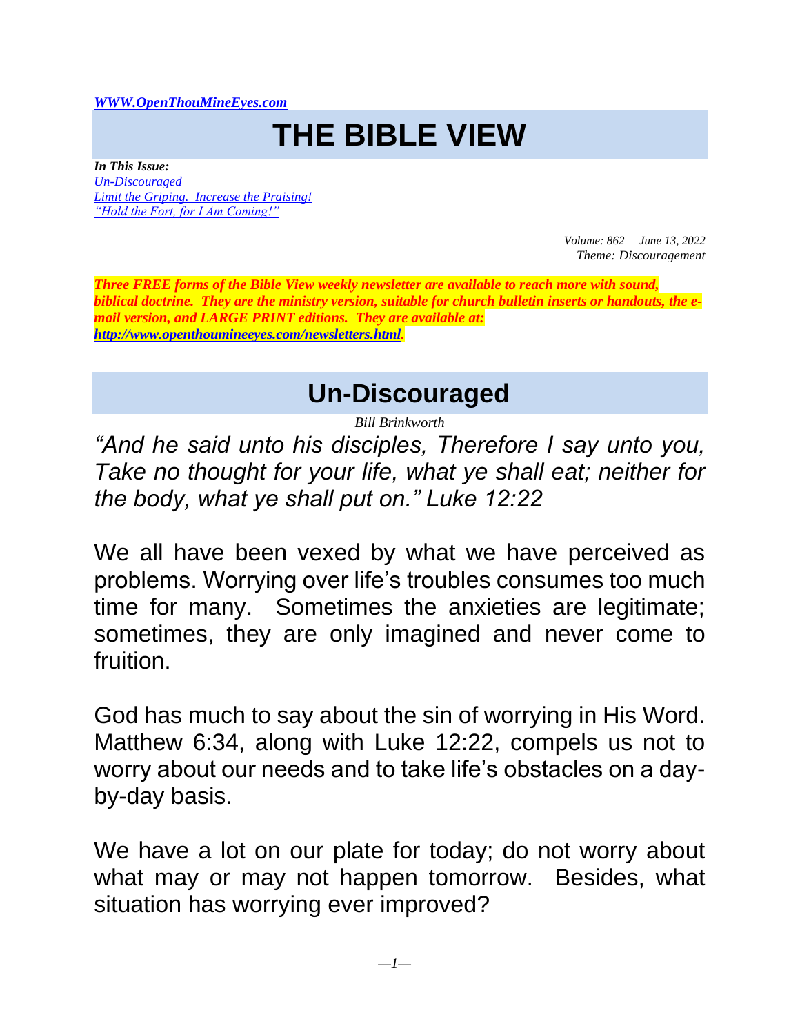*[WWW.OpenThouMineEyes.com](http://WWW.OpenThouMineEyes.com)*

# THE BIBLE VIEW

***In This Issue:***
*Un-Discouraged*
*Limit the Griping. Increase the Praising!*
*"Hold the Fort, for I Am Coming!"*

*Volume: 862 June 13, 2022*
*Theme: Discouragement*

***Three FREE forms of the Bible View weekly newsletter are available to reach more with sound, biblical doctrine. They are the ministry version, suitable for church bulletin inserts or handouts, the e-mail version, and LARGE PRINT editions. They are available at: [http://www.openthoumineeyes.com/newsletters.html](http://www.openthoumineeyes.com/newsletters.html).***

## Un-Discouraged

*Bill Brinkworth*

*"And he said unto his disciples, Therefore I say unto you, Take no thought for your life, what ye shall eat; neither for the body, what ye shall put on." Luke 12:22*

We all have been vexed by what we have perceived as problems. Worrying over life's troubles consumes too much time for many. Sometimes the anxieties are legitimate; sometimes, they are only imagined and never come to fruition.

God has much to say about the sin of worrying in His Word. Matthew 6:34, along with Luke 12:22, compels us not to worry about our needs and to take life's obstacles on a day-by-day basis.

We have a lot on our plate for today; do not worry about what may or may not happen tomorrow. Besides, what situation has worrying ever improved?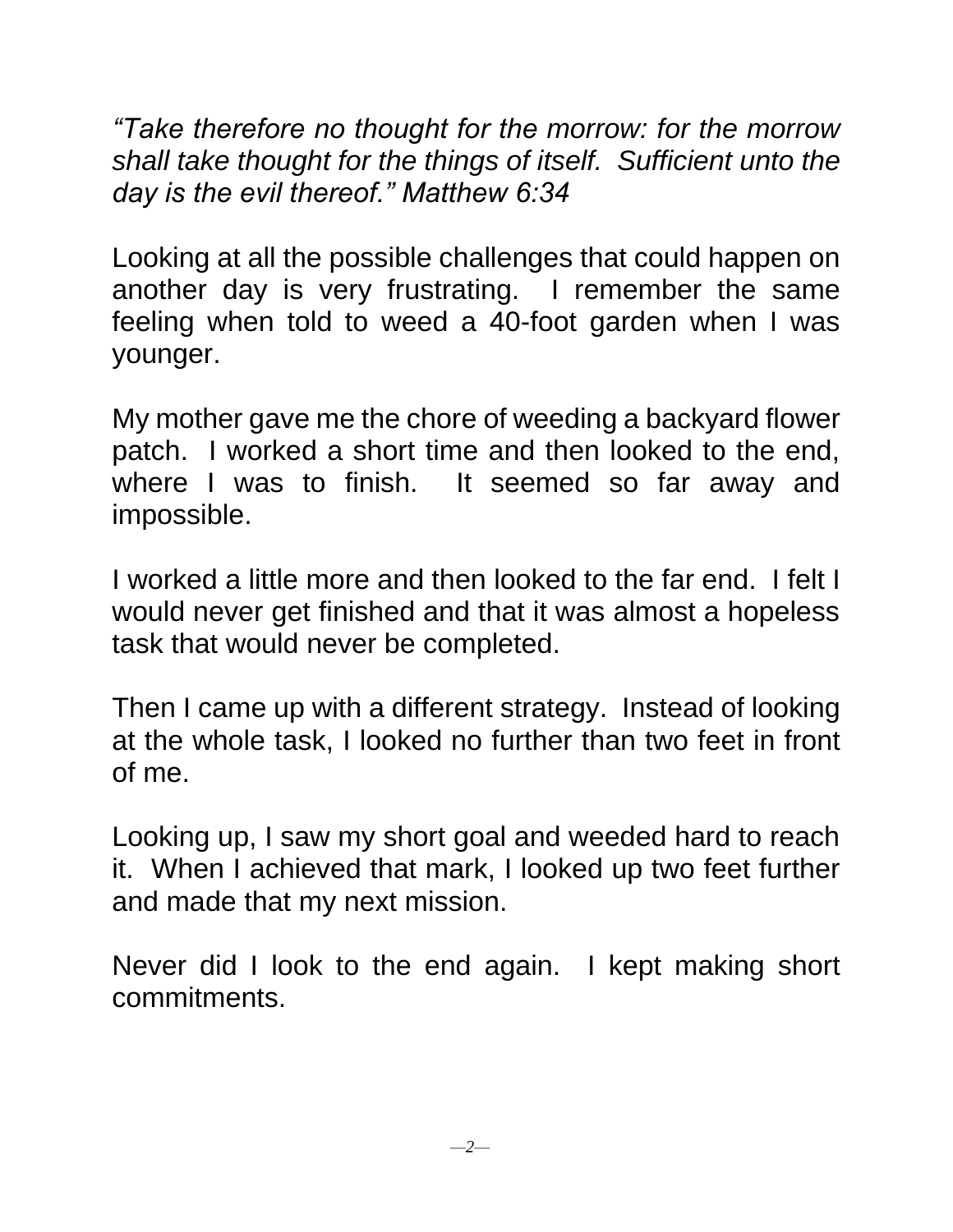*"Take therefore no thought for the morrow: for the morrow shall take thought for the things of itself. Sufficient unto the day is the evil thereof." Matthew 6:34*

Looking at all the possible challenges that could happen on another day is very frustrating. I remember the same feeling when told to weed a 40-foot garden when I was younger.

My mother gave me the chore of weeding a backyard flower patch. I worked a short time and then looked to the end, where I was to finish. It seemed so far away and impossible.

I worked a little more and then looked to the far end. I felt I would never get finished and that it was almost a hopeless task that would never be completed.

Then I came up with a different strategy. Instead of looking at the whole task, I looked no further than two feet in front of me.

Looking up, I saw my short goal and weeded hard to reach it. When I achieved that mark, I looked up two feet further and made that my next mission.

Never did I look to the end again. I kept making short commitments.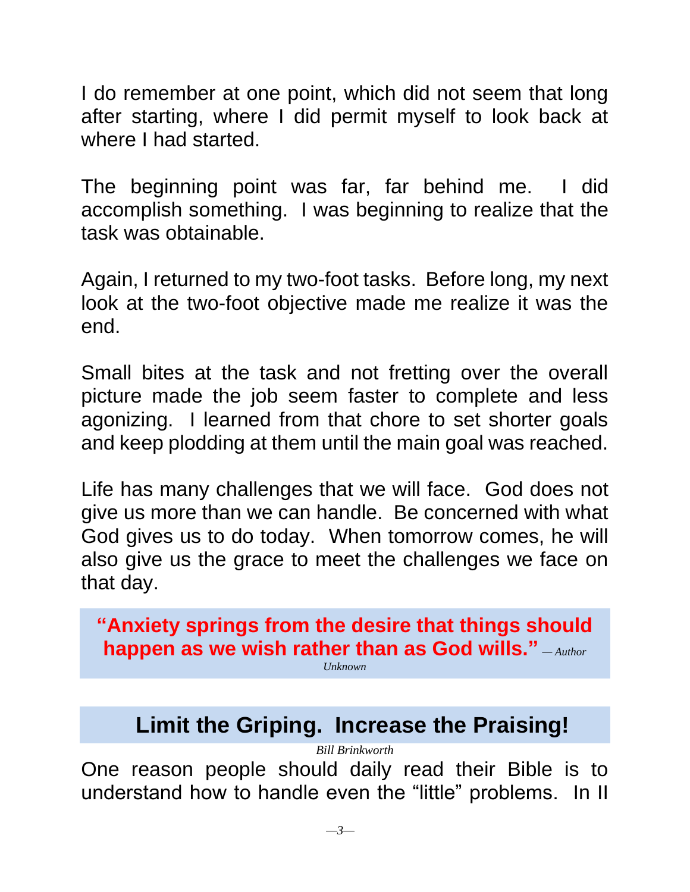I do remember at one point, which did not seem that long after starting, where I did permit myself to look back at where I had started.

The beginning point was far, far behind me. I did accomplish something. I was beginning to realize that the task was obtainable.

Again, I returned to my two-foot tasks. Before long, my next look at the two-foot objective made me realize it was the end.

Small bites at the task and not fretting over the overall picture made the job seem faster to complete and less agonizing. I learned from that chore to set shorter goals and keep plodding at them until the main goal was reached.

Life has many challenges that we will face. God does not give us more than we can handle. Be concerned with what God gives us to do today. When tomorrow comes, he will also give us the grace to meet the challenges we face on that day.

> **"Anxiety springs from the desire that things should happen as we wish rather than as God wills."** *— Author Unknown*

## Limit the Griping. Increase the Praising!

*Bill Brinkworth*

One reason people should daily read their Bible is to understand how to handle even the "little" problems. In II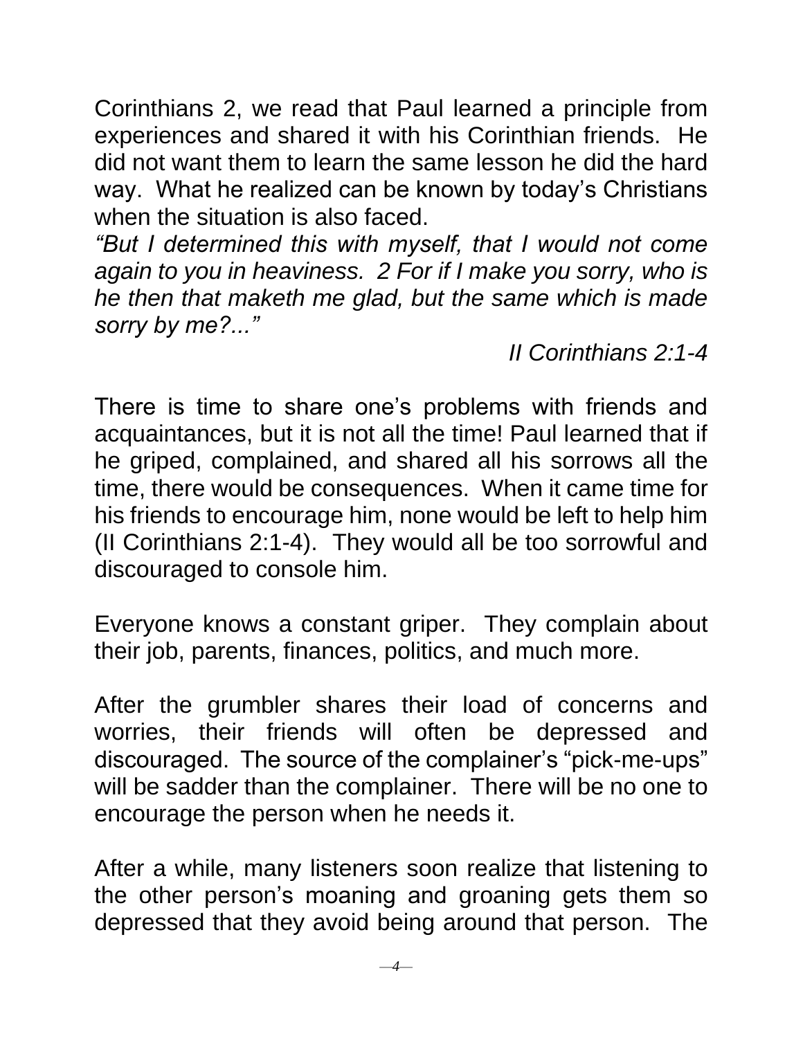Corinthians 2, we read that Paul learned a principle from experiences and shared it with his Corinthian friends. He did not want them to learn the same lesson he did the hard way. What he realized can be known by today's Christians when the situation is also faced.

*"But I determined this with myself, that I would not come again to you in heaviness. 2 For if I make you sorry, who is he then that maketh me glad, but the same which is made sorry by me?..."*

*II Corinthians 2:1-4*

There is time to share one's problems with friends and acquaintances, but it is not all the time! Paul learned that if he griped, complained, and shared all his sorrows all the time, there would be consequences. When it came time for his friends to encourage him, none would be left to help him (II Corinthians 2:1-4). They would all be too sorrowful and discouraged to console him.

Everyone knows a constant griper. They complain about their job, parents, finances, politics, and much more.

After the grumbler shares their load of concerns and worries, their friends will often be depressed and discouraged. The source of the complainer's "pick-me-ups" will be sadder than the complainer. There will be no one to encourage the person when he needs it.

After a while, many listeners soon realize that listening to the other person's moaning and groaning gets them so depressed that they avoid being around that person. The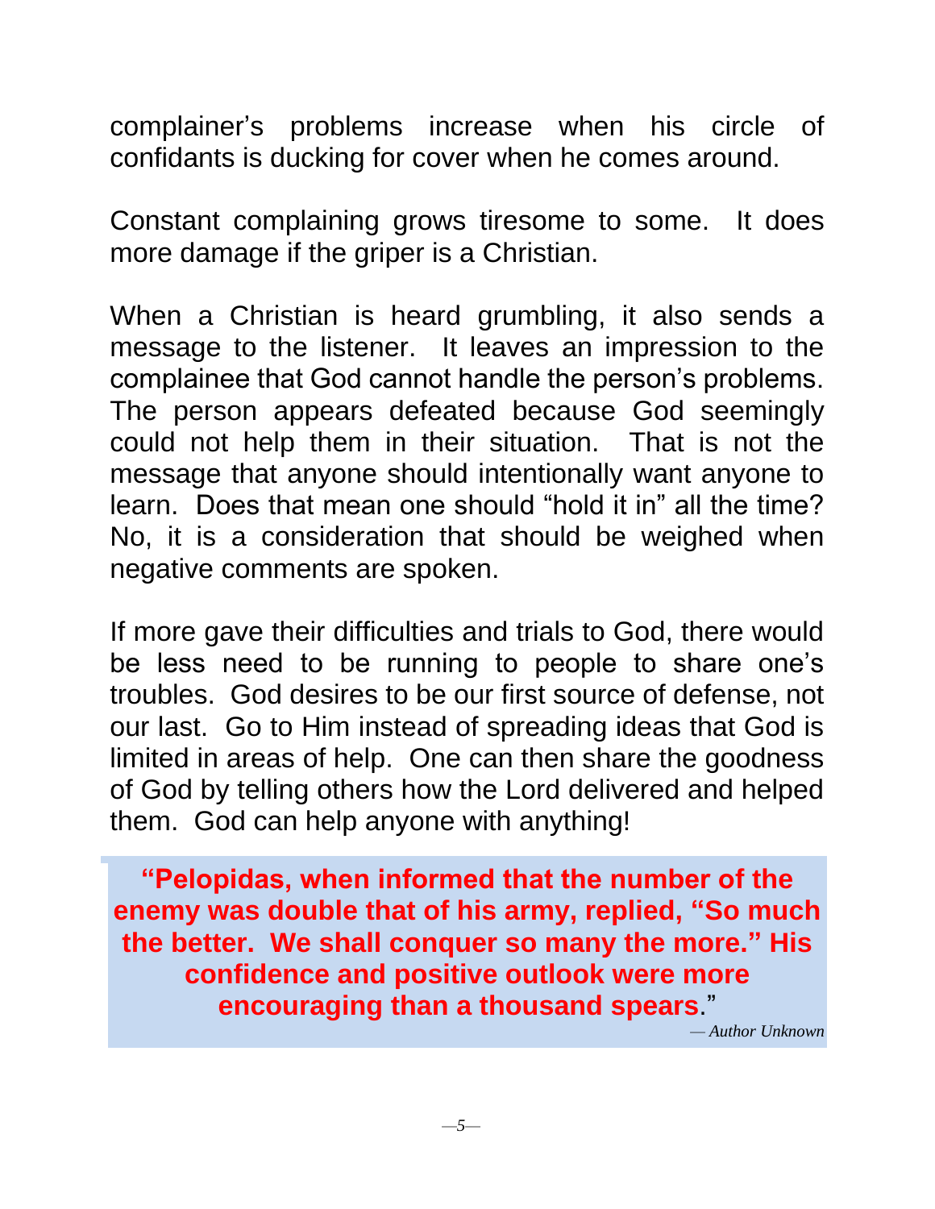complainer's problems increase when his circle of confidants is ducking for cover when he comes around.

Constant complaining grows tiresome to some.  It does more damage if the griper is a Christian.

When a Christian is heard grumbling, it also sends a message to the listener.  It leaves an impression to the complainee that God cannot handle the person's problems.  The person appears defeated because God seemingly could not help them in their situation.  That is not the message that anyone should intentionally want anyone to learn.  Does that mean one should "hold it in" all the time?  No, it is a consideration that should be weighed when negative comments are spoken.

If more gave their difficulties and trials to God, there would be less need to be running to people to share one's troubles.  God desires to be our first source of defense, not our last.  Go to Him instead of spreading ideas that God is limited in areas of help.  One can then share the goodness of God by telling others how the Lord delivered and helped them.  God can help anyone with anything!

> **"Pelopidas, when informed that the number of the enemy was double that of his army, replied, "So much the better.  We shall conquer so many the more." His confidence and positive outlook were more encouraging than a thousand spears."**
>
> *— Author Unknown*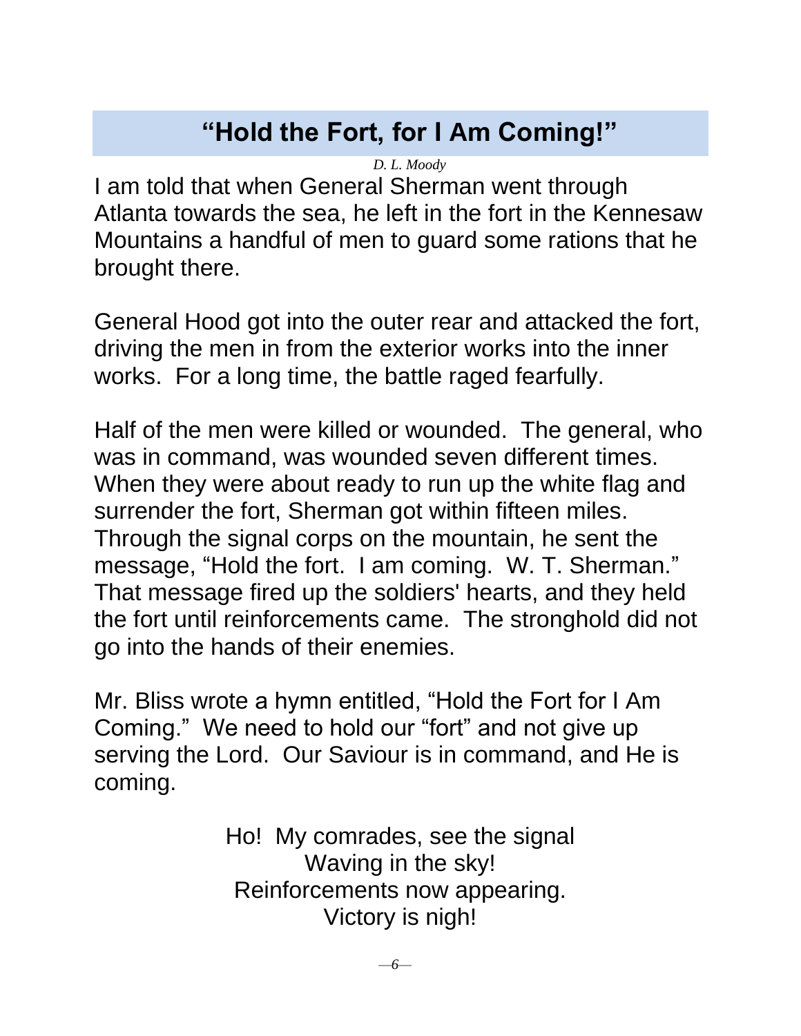# "Hold the Fort, for I Am Coming!"

*D. L. Moody*

I am told that when General Sherman went through Atlanta towards the sea, he left in the fort in the Kennesaw Mountains a handful of men to guard some rations that he brought there.

General Hood got into the outer rear and attacked the fort, driving the men in from the exterior works into the inner works. For a long time, the battle raged fearfully.

Half of the men were killed or wounded. The general, who was in command, was wounded seven different times. When they were about ready to run up the white flag and surrender the fort, Sherman got within fifteen miles. Through the signal corps on the mountain, he sent the message, "Hold the fort. I am coming. W. T. Sherman." That message fired up the soldiers' hearts, and they held the fort until reinforcements came. The stronghold did not go into the hands of their enemies.

Mr. Bliss wrote a hymn entitled, "Hold the Fort for I Am Coming." We need to hold our "fort" and not give up serving the Lord. Our Saviour is in command, and He is coming.

Ho! My comrades, see the signal
Waving in the sky!
Reinforcements now appearing.
Victory is nigh!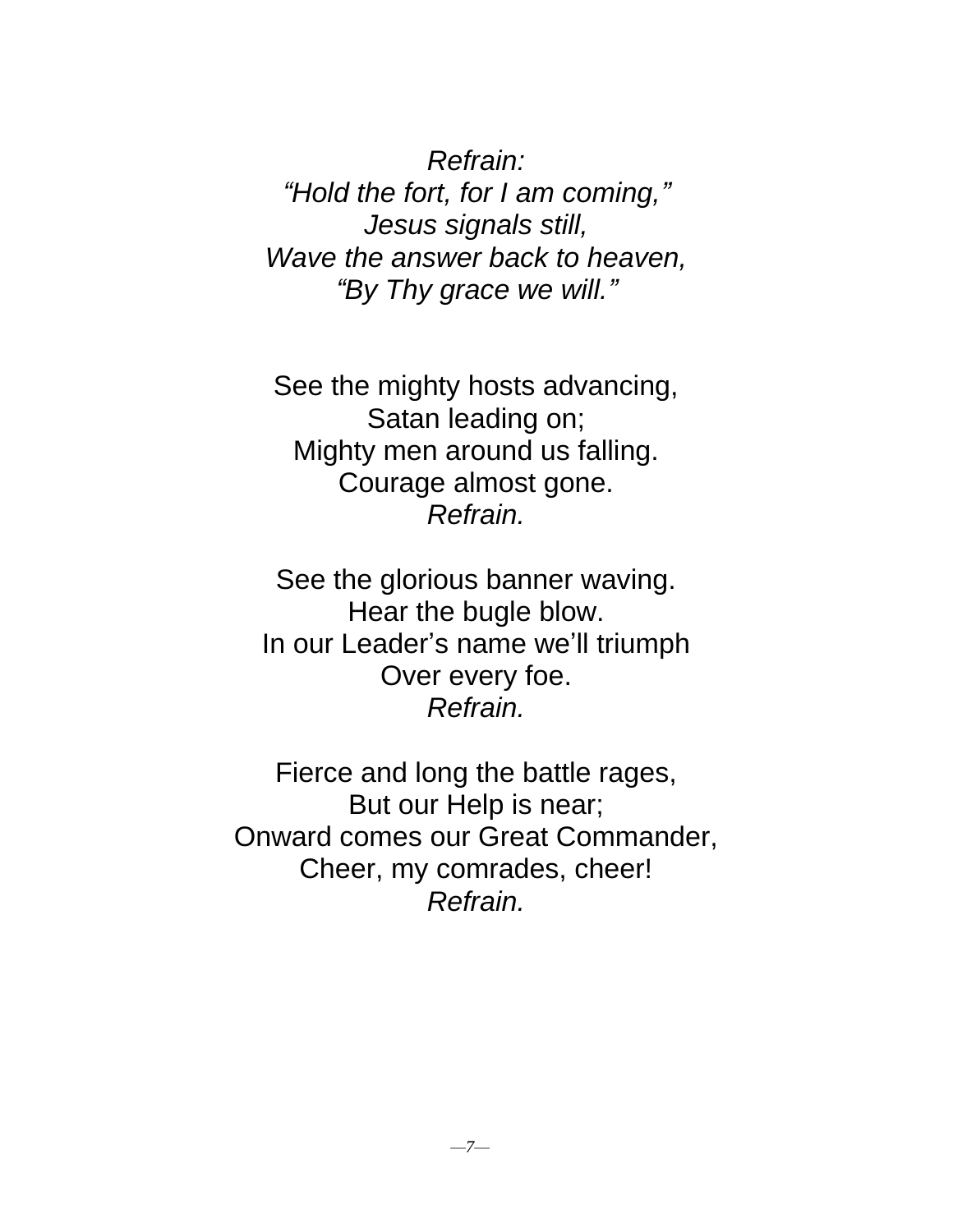*Refrain:*
*"Hold the fort, for I am coming,"*
*Jesus signals still,*
*Wave the answer back to heaven,*
*"By Thy grace we will."*

See the mighty hosts advancing,
Satan leading on;
Mighty men around us falling.
Courage almost gone.
*Refrain.*

See the glorious banner waving.
Hear the bugle blow.
In our Leader's name we'll triumph
Over every foe.
*Refrain.*

Fierce and long the battle rages,
But our Help is near;
Onward comes our Great Commander,
Cheer, my comrades, cheer!
*Refrain.*